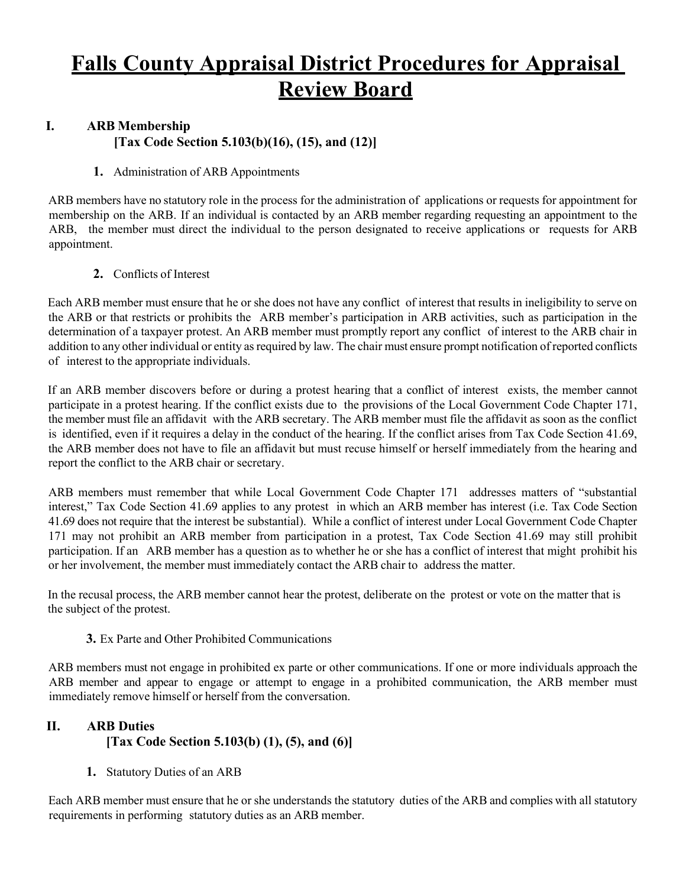# Falls County Appraisal District Procedures for Appraisal Review Board

## I. ARB Membership
**[Tax Code Section 5.103(b)(16), (15), and (12)]**

**1.** Administration of ARB Appointments

ARB members have no statutory role in the process for the administration of applications or requests for appointment for membership on the ARB. If an individual is contacted by an ARB member regarding requesting an appointment to the ARB, the member must direct the individual to the person designated to receive applications or requests for ARB appointment.

**2.** Conflicts of Interest

Each ARB member must ensure that he or she does not have any conflict of interest that results in ineligibility to serve on the ARB or that restricts or prohibits the ARB member's participation in ARB activities, such as participation in the determination of a taxpayer protest. An ARB member must promptly report any conflict of interest to the ARB chair in addition to any other individual or entity as required by law. The chair must ensure prompt notification of reported conflicts of interest to the appropriate individuals.

If an ARB member discovers before or during a protest hearing that a conflict of interest exists, the member cannot participate in a protest hearing. If the conflict exists due to the provisions of the Local Government Code Chapter 171, the member must file an affidavit with the ARB secretary. The ARB member must file the affidavit as soon as the conflict is identified, even if it requires a delay in the conduct of the hearing. If the conflict arises from Tax Code Section 41.69, the ARB member does not have to file an affidavit but must recuse himself or herself immediately from the hearing and report the conflict to the ARB chair or secretary.

ARB members must remember that while Local Government Code Chapter 171 addresses matters of "substantial interest," Tax Code Section 41.69 applies to any protest in which an ARB member has interest (i.e. Tax Code Section 41.69 does not require that the interest be substantial). While a conflict of interest under Local Government Code Chapter 171 may not prohibit an ARB member from participation in a protest, Tax Code Section 41.69 may still prohibit participation. If an ARB member has a question as to whether he or she has a conflict of interest that might prohibit his or her involvement, the member must immediately contact the ARB chair to address the matter.

In the recusal process, the ARB member cannot hear the protest, deliberate on the protest or vote on the matter that is the subject of the protest.

**3.** Ex Parte and Other Prohibited Communications

ARB members must not engage in prohibited ex parte or other communications. If one or more individuals approach the ARB member and appear to engage or attempt to engage in a prohibited communication, the ARB member must immediately remove himself or herself from the conversation.

## II. ARB Duties
**[Tax Code Section 5.103(b) (1), (5), and (6)]**

**1.** Statutory Duties of an ARB

Each ARB member must ensure that he or she understands the statutory duties of the ARB and complies with all statutory requirements in performing statutory duties as an ARB member.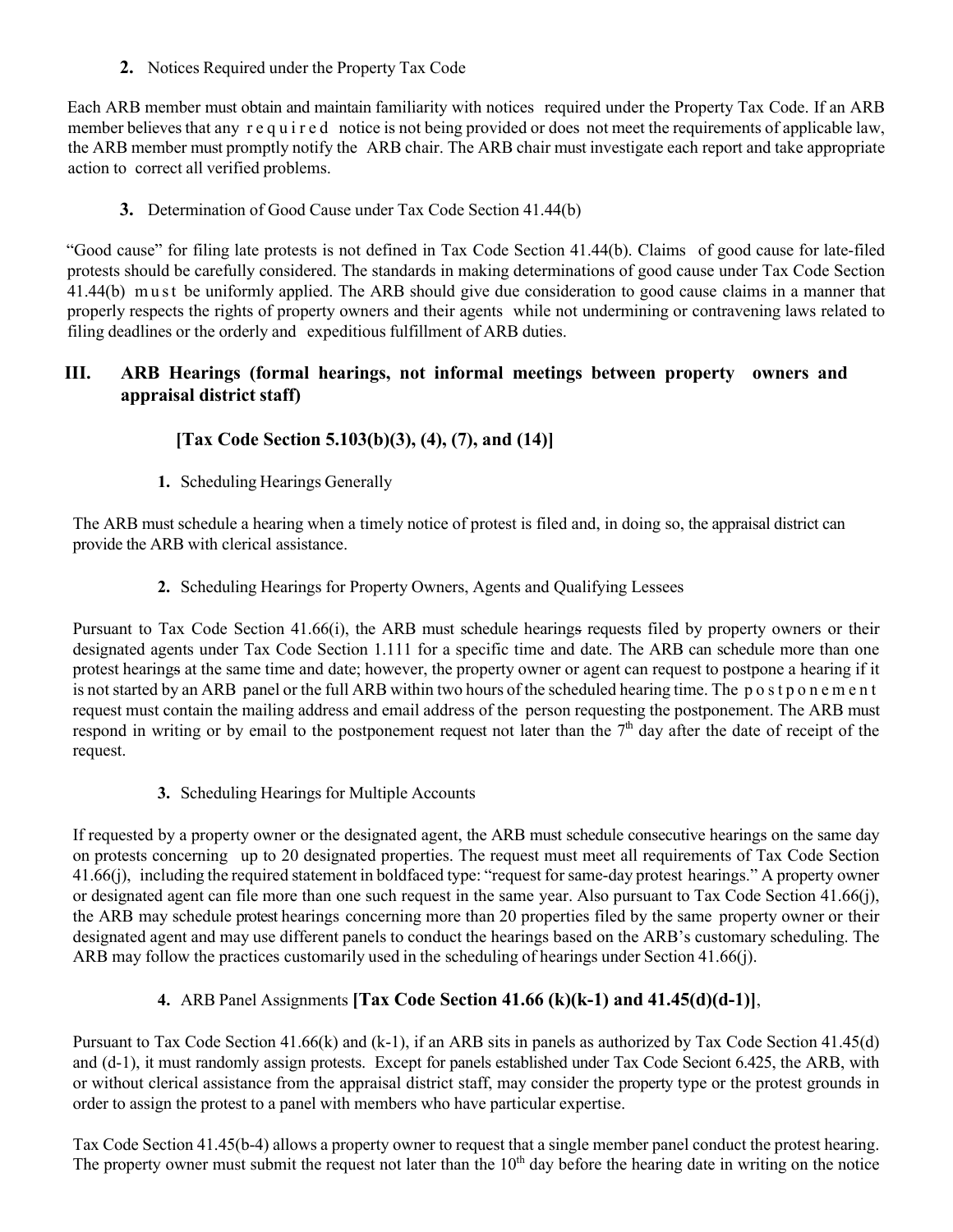**2.** Notices Required under the Property Tax Code

Each ARB member must obtain and maintain familiarity with notices required under the Property Tax Code. If an ARB member believes that any required notice is not being provided or does not meet the requirements of applicable law, the ARB member must promptly notify the ARB chair. The ARB chair must investigate each report and take appropriate action to correct all verified problems.

**3.** Determination of Good Cause under Tax Code Section 41.44(b)

"Good cause" for filing late protests is not defined in Tax Code Section 41.44(b). Claims of good cause for late-filed protests should be carefully considered. The standards in making determinations of good cause under Tax Code Section 41.44(b) must be uniformly applied. The ARB should give due consideration to good cause claims in a manner that properly respects the rights of property owners and their agents while not undermining or contravening laws related to filing deadlines or the orderly and expeditious fulfillment of ARB duties.

## III. ARB Hearings (formal hearings, not informal meetings between property owners and appraisal district staff)

**[Tax Code Section 5.103(b)(3), (4), (7), and (14)]**

**1.** Scheduling Hearings Generally

The ARB must schedule a hearing when a timely notice of protest is filed and, in doing so, the appraisal district can provide the ARB with clerical assistance.

**2.** Scheduling Hearings for Property Owners, Agents and Qualifying Lessees

Pursuant to Tax Code Section 41.66(i), the ARB must schedule hearings requests filed by property owners or their designated agents under Tax Code Section 1.111 for a specific time and date. The ARB can schedule more than one protest hearings at the same time and date; however, the property owner or agent can request to postpone a hearing if it is not started by an ARB panel or the full ARB within two hours of the scheduled hearing time. The postponement request must contain the mailing address and email address of the person requesting the postponement. The ARB must respond in writing or by email to the postponement request not later than the 7th day after the date of receipt of the request.

**3.** Scheduling Hearings for Multiple Accounts

If requested by a property owner or the designated agent, the ARB must schedule consecutive hearings on the same day on protests concerning up to 20 designated properties. The request must meet all requirements of Tax Code Section 41.66(j), including the required statement in boldfaced type: "request for same-day protest hearings." A property owner or designated agent can file more than one such request in the same year. Also pursuant to Tax Code Section 41.66(j), the ARB may schedule protest hearings concerning more than 20 properties filed by the same property owner or their designated agent and may use different panels to conduct the hearings based on the ARB's customary scheduling. The ARB may follow the practices customarily used in the scheduling of hearings under Section 41.66(j).

**4.** ARB Panel Assignments **[Tax Code Section 41.66 (k)(k-1) and 41.45(d)(d-1)]**,

Pursuant to Tax Code Section 41.66(k) and (k-1), if an ARB sits in panels as authorized by Tax Code Section 41.45(d) and (d-1), it must randomly assign protests. Except for panels established under Tax Code Seciont 6.425, the ARB, with or without clerical assistance from the appraisal district staff, may consider the property type or the protest grounds in order to assign the protest to a panel with members who have particular expertise.

Tax Code Section 41.45(b-4) allows a property owner to request that a single member panel conduct the protest hearing. The property owner must submit the request not later than the 10th day before the hearing date in writing on the notice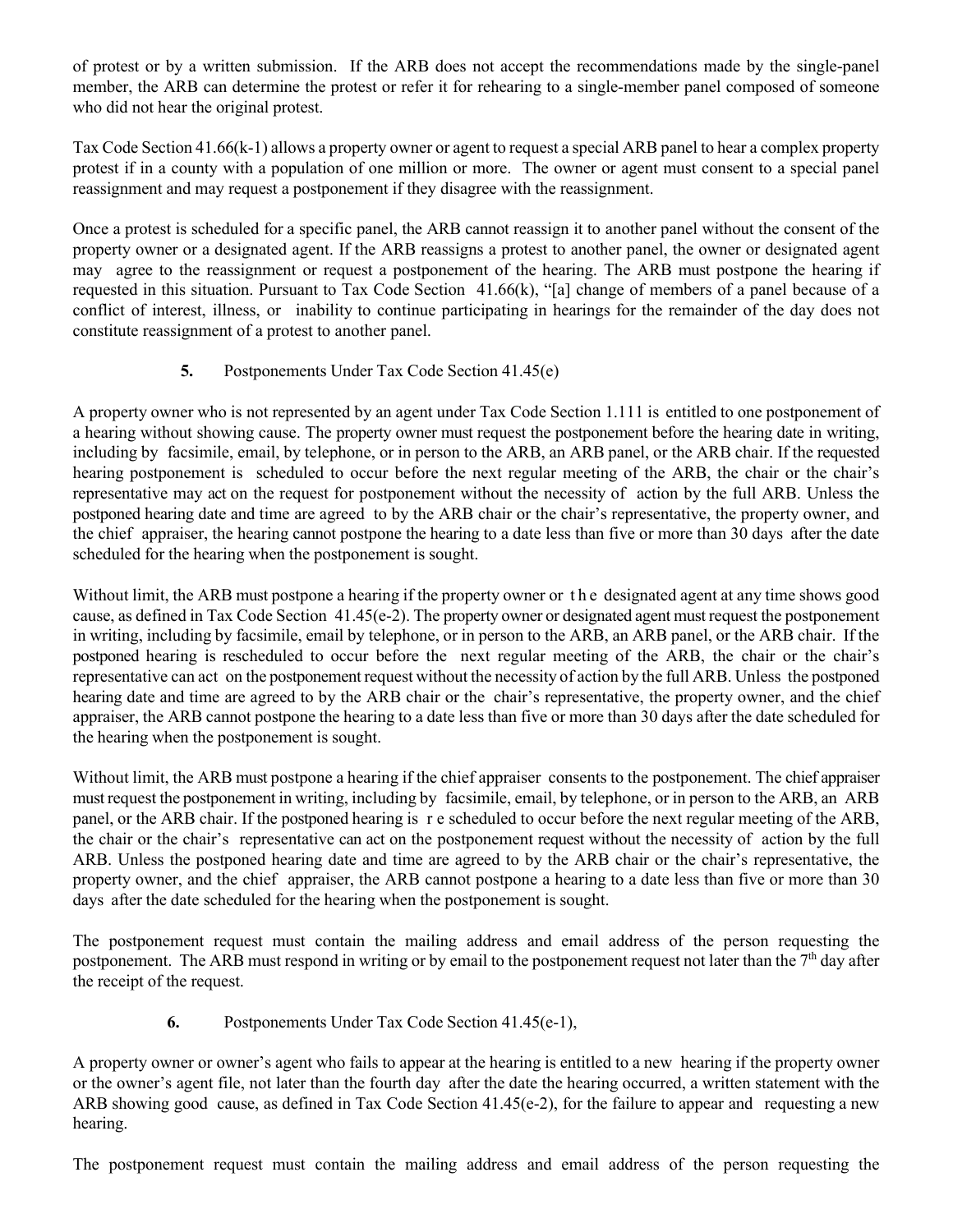of protest or by a written submission. If the ARB does not accept the recommendations made by the single-panel member, the ARB can determine the protest or refer it for rehearing to a single-member panel composed of someone who did not hear the original protest.

Tax Code Section 41.66(k-1) allows a property owner or agent to request a special ARB panel to hear a complex property protest if in a county with a population of one million or more. The owner or agent must consent to a special panel reassignment and may request a postponement if they disagree with the reassignment.

Once a protest is scheduled for a specific panel, the ARB cannot reassign it to another panel without the consent of the property owner or a designated agent. If the ARB reassigns a protest to another panel, the owner or designated agent may agree to the reassignment or request a postponement of the hearing. The ARB must postpone the hearing if requested in this situation. Pursuant to Tax Code Section 41.66(k), "[a] change of members of a panel because of a conflict of interest, illness, or inability to continue participating in hearings for the remainder of the day does not constitute reassignment of a protest to another panel.

**5.** Postponements Under Tax Code Section 41.45(e)

A property owner who is not represented by an agent under Tax Code Section 1.111 is entitled to one postponement of a hearing without showing cause. The property owner must request the postponement before the hearing date in writing, including by facsimile, email, by telephone, or in person to the ARB, an ARB panel, or the ARB chair. If the requested hearing postponement is scheduled to occur before the next regular meeting of the ARB, the chair or the chair's representative may act on the request for postponement without the necessity of action by the full ARB. Unless the postponed hearing date and time are agreed to by the ARB chair or the chair's representative, the property owner, and the chief appraiser, the hearing cannot postpone the hearing to a date less than five or more than 30 days after the date scheduled for the hearing when the postponement is sought.

Without limit, the ARB must postpone a hearing if the property owner or the designated agent at any time shows good cause, as defined in Tax Code Section 41.45(e-2). The property owner or designated agent must request the postponement in writing, including by facsimile, email by telephone, or in person to the ARB, an ARB panel, or the ARB chair. If the postponed hearing is rescheduled to occur before the next regular meeting of the ARB, the chair or the chair's representative can act on the postponement request without the necessity of action by the full ARB. Unless the postponed hearing date and time are agreed to by the ARB chair or the chair's representative, the property owner, and the chief appraiser, the ARB cannot postpone the hearing to a date less than five or more than 30 days after the date scheduled for the hearing when the postponement is sought.

Without limit, the ARB must postpone a hearing if the chief appraiser consents to the postponement. The chief appraiser must request the postponement in writing, including by facsimile, email, by telephone, or in person to the ARB, an ARB panel, or the ARB chair. If the postponed hearing is rescheduled to occur before the next regular meeting of the ARB, the chair or the chair's representative can act on the postponement request without the necessity of action by the full ARB. Unless the postponed hearing date and time are agreed to by the ARB chair or the chair's representative, the property owner, and the chief appraiser, the ARB cannot postpone a hearing to a date less than five or more than 30 days after the date scheduled for the hearing when the postponement is sought.

The postponement request must contain the mailing address and email address of the person requesting the postponement. The ARB must respond in writing or by email to the postponement request not later than the 7th day after the receipt of the request.

**6.** Postponements Under Tax Code Section 41.45(e-1),

A property owner or owner's agent who fails to appear at the hearing is entitled to a new hearing if the property owner or the owner's agent file, not later than the fourth day after the date the hearing occurred, a written statement with the ARB showing good cause, as defined in Tax Code Section 41.45(e-2), for the failure to appear and requesting a new hearing.

The postponement request must contain the mailing address and email address of the person requesting the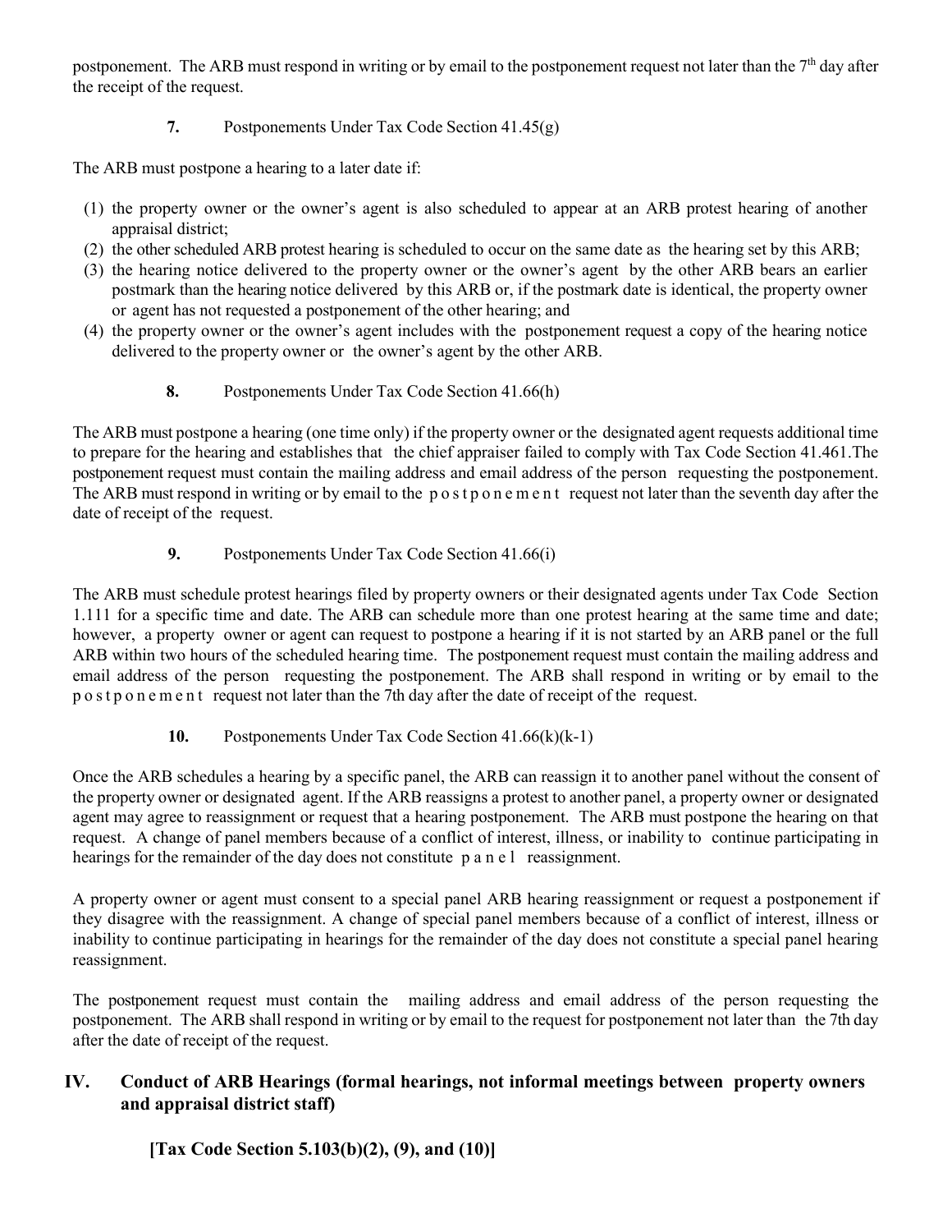postponement. The ARB must respond in writing or by email to the postponement request not later than the 7th day after the receipt of the request.

**7.** Postponements Under Tax Code Section 41.45(g)

The ARB must postpone a hearing to a later date if:

(1) the property owner or the owner's agent is also scheduled to appear at an ARB protest hearing of another appraisal district;
(2) the other scheduled ARB protest hearing is scheduled to occur on the same date as the hearing set by this ARB;
(3) the hearing notice delivered to the property owner or the owner's agent by the other ARB bears an earlier postmark than the hearing notice delivered by this ARB or, if the postmark date is identical, the property owner or agent has not requested a postponement of the other hearing; and
(4) the property owner or the owner's agent includes with the postponement request a copy of the hearing notice delivered to the property owner or the owner's agent by the other ARB.

**8.** Postponements Under Tax Code Section 41.66(h)

The ARB must postpone a hearing (one time only) if the property owner or the designated agent requests additional time to prepare for the hearing and establishes that the chief appraiser failed to comply with Tax Code Section 41.461.The postponement request must contain the mailing address and email address of the person requesting the postponement. The ARB must respond in writing or by email to the postponement request not later than the seventh day after the date of receipt of the request.

**9.** Postponements Under Tax Code Section 41.66(i)

The ARB must schedule protest hearings filed by property owners or their designated agents under Tax Code Section 1.111 for a specific time and date. The ARB can schedule more than one protest hearing at the same time and date; however, a property owner or agent can request to postpone a hearing if it is not started by an ARB panel or the full ARB within two hours of the scheduled hearing time. The postponement request must contain the mailing address and email address of the person requesting the postponement. The ARB shall respond in writing or by email to the postponement request not later than the 7th day after the date of receipt of the request.

**10.** Postponements Under Tax Code Section 41.66(k)(k-1)

Once the ARB schedules a hearing by a specific panel, the ARB can reassign it to another panel without the consent of the property owner or designated agent. If the ARB reassigns a protest to another panel, a property owner or designated agent may agree to reassignment or request that a hearing postponement. The ARB must postpone the hearing on that request. A change of panel members because of a conflict of interest, illness, or inability to continue participating in hearings for the remainder of the day does not constitute panel reassignment.

A property owner or agent must consent to a special panel ARB hearing reassignment or request a postponement if they disagree with the reassignment. A change of special panel members because of a conflict of interest, illness or inability to continue participating in hearings for the remainder of the day does not constitute a special panel hearing reassignment.

The postponement request must contain the mailing address and email address of the person requesting the postponement. The ARB shall respond in writing or by email to the request for postponement not later than the 7th day after the date of receipt of the request.

## IV. Conduct of ARB Hearings (formal hearings, not informal meetings between property owners and appraisal district staff)

**[Tax Code Section 5.103(b)(2), (9), and (10)]**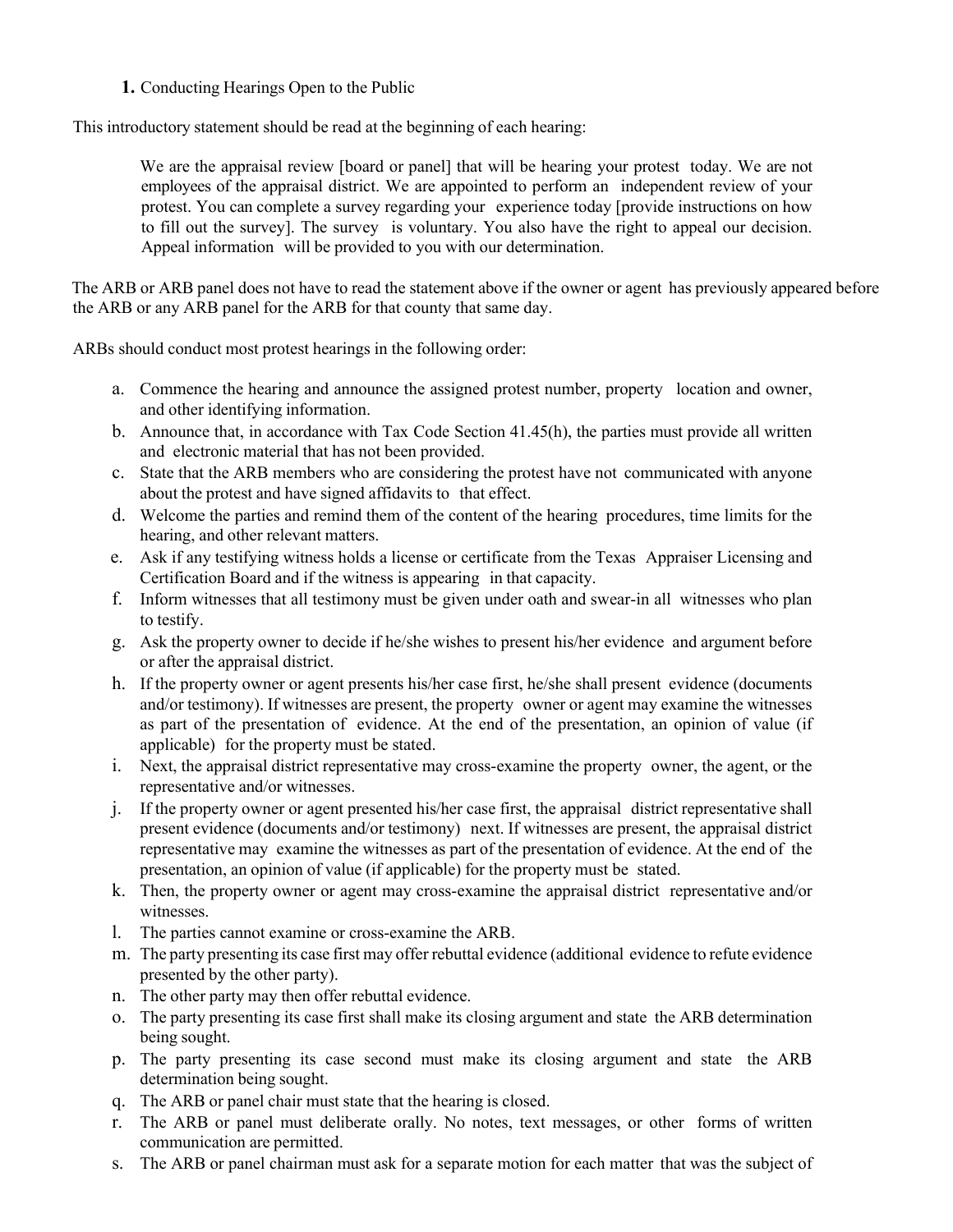**1.** Conducting Hearings Open to the Public

This introductory statement should be read at the beginning of each hearing:

> We are the appraisal review [board or panel] that will be hearing your protest today. We are not employees of the appraisal district. We are appointed to perform an independent review of your protest. You can complete a survey regarding your experience today [provide instructions on how to fill out the survey]. The survey is voluntary. You also have the right to appeal our decision. Appeal information will be provided to you with our determination.

The ARB or ARB panel does not have to read the statement above if the owner or agent has previously appeared before the ARB or any ARB panel for the ARB for that county that same day.

ARBs should conduct most protest hearings in the following order:

a. Commence the hearing and announce the assigned protest number, property location and owner, and other identifying information.
b. Announce that, in accordance with Tax Code Section 41.45(h), the parties must provide all written and electronic material that has not been provided.
c. State that the ARB members who are considering the protest have not communicated with anyone about the protest and have signed affidavits to that effect.
d. Welcome the parties and remind them of the content of the hearing procedures, time limits for the hearing, and other relevant matters.
e. Ask if any testifying witness holds a license or certificate from the Texas Appraiser Licensing and Certification Board and if the witness is appearing in that capacity.
f. Inform witnesses that all testimony must be given under oath and swear-in all witnesses who plan to testify.
g. Ask the property owner to decide if he/she wishes to present his/her evidence and argument before or after the appraisal district.
h. If the property owner or agent presents his/her case first, he/she shall present evidence (documents and/or testimony). If witnesses are present, the property owner or agent may examine the witnesses as part of the presentation of evidence. At the end of the presentation, an opinion of value (if applicable) for the property must be stated.
i. Next, the appraisal district representative may cross-examine the property owner, the agent, or the representative and/or witnesses.
j. If the property owner or agent presented his/her case first, the appraisal district representative shall present evidence (documents and/or testimony) next. If witnesses are present, the appraisal district representative may examine the witnesses as part of the presentation of evidence. At the end of the presentation, an opinion of value (if applicable) for the property must be stated.
k. Then, the property owner or agent may cross-examine the appraisal district representative and/or witnesses.
l. The parties cannot examine or cross-examine the ARB.
m. The party presenting its case first may offer rebuttal evidence (additional evidence to refute evidence presented by the other party).
n. The other party may then offer rebuttal evidence.
o. The party presenting its case first shall make its closing argument and state the ARB determination being sought.
p. The party presenting its case second must make its closing argument and state the ARB determination being sought.
q. The ARB or panel chair must state that the hearing is closed.
r. The ARB or panel must deliberate orally. No notes, text messages, or other forms of written communication are permitted.
s. The ARB or panel chairman must ask for a separate motion for each matter that was the subject of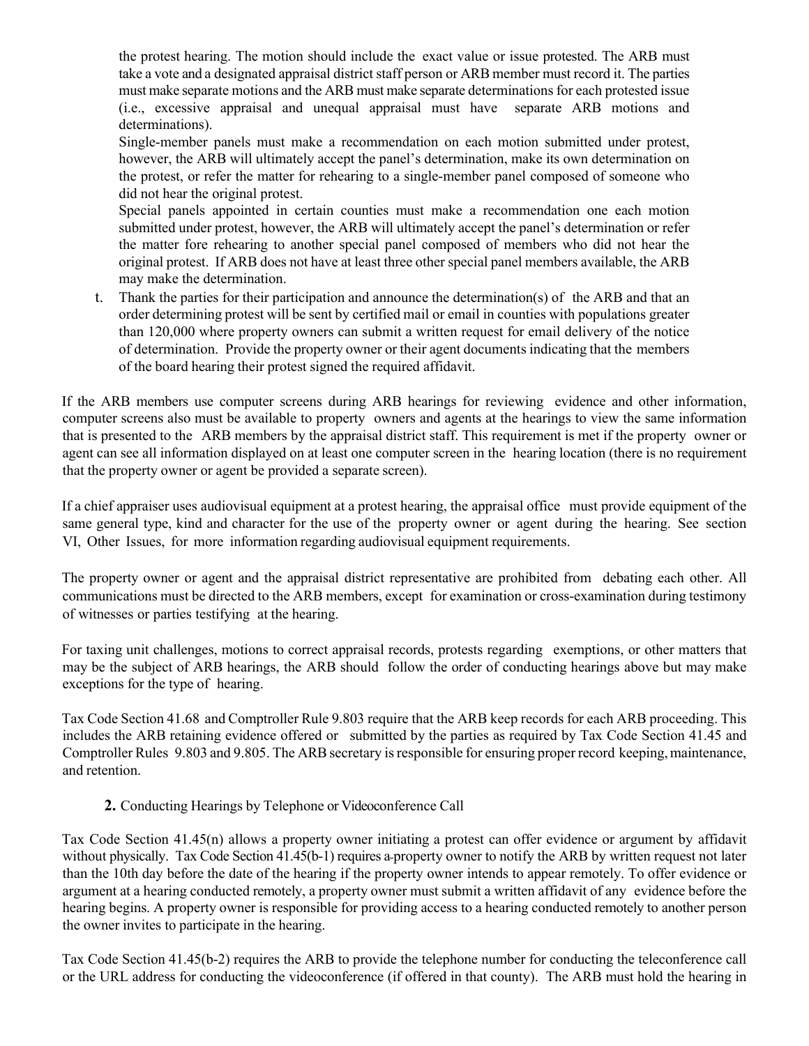the protest hearing. The motion should include the exact value or issue protested. The ARB must take a vote and a designated appraisal district staff person or ARB member must record it. The parties must make separate motions and the ARB must make separate determinations for each protested issue (i.e., excessive appraisal and unequal appraisal must have separate ARB motions and determinations).

Single-member panels must make a recommendation on each motion submitted under protest, however, the ARB will ultimately accept the panel's determination, make its own determination on the protest, or refer the matter for rehearing to a single-member panel composed of someone who did not hear the original protest.

Special panels appointed in certain counties must make a recommendation one each motion submitted under protest, however, the ARB will ultimately accept the panel's determination or refer the matter fore rehearing to another special panel composed of members who did not hear the original protest. If ARB does not have at least three other special panel members available, the ARB may make the determination.

t. Thank the parties for their participation and announce the determination(s) of the ARB and that an order determining protest will be sent by certified mail or email in counties with populations greater than 120,000 where property owners can submit a written request for email delivery of the notice of determination. Provide the property owner or their agent documents indicating that the members of the board hearing their protest signed the required affidavit.

If the ARB members use computer screens during ARB hearings for reviewing evidence and other information, computer screens also must be available to property owners and agents at the hearings to view the same information that is presented to the ARB members by the appraisal district staff. This requirement is met if the property owner or agent can see all information displayed on at least one computer screen in the hearing location (there is no requirement that the property owner or agent be provided a separate screen).

If a chief appraiser uses audiovisual equipment at a protest hearing, the appraisal office must provide equipment of the same general type, kind and character for the use of the property owner or agent during the hearing. See section VI, Other Issues, for more information regarding audiovisual equipment requirements.

The property owner or agent and the appraisal district representative are prohibited from debating each other. All communications must be directed to the ARB members, except for examination or cross-examination during testimony of witnesses or parties testifying at the hearing.

For taxing unit challenges, motions to correct appraisal records, protests regarding exemptions, or other matters that may be the subject of ARB hearings, the ARB should follow the order of conducting hearings above but may make exceptions for the type of hearing.

Tax Code Section 41.68 and Comptroller Rule 9.803 require that the ARB keep records for each ARB proceeding. This includes the ARB retaining evidence offered or submitted by the parties as required by Tax Code Section 41.45 and Comptroller Rules 9.803 and 9.805. The ARB secretary is responsible for ensuring proper record keeping, maintenance, and retention.

**2.** Conducting Hearings by Telephone or Videoconference Call

Tax Code Section 41.45(n) allows a property owner initiating a protest can offer evidence or argument by affidavit without physically. Tax Code Section 41.45(b-1) requires a property owner to notify the ARB by written request not later than the 10th day before the date of the hearing if the property owner intends to appear remotely. To offer evidence or argument at a hearing conducted remotely, a property owner must submit a written affidavit of any evidence before the hearing begins. A property owner is responsible for providing access to a hearing conducted remotely to another person the owner invites to participate in the hearing.

Tax Code Section 41.45(b-2) requires the ARB to provide the telephone number for conducting the teleconference call or the URL address for conducting the videoconference (if offered in that county). The ARB must hold the hearing in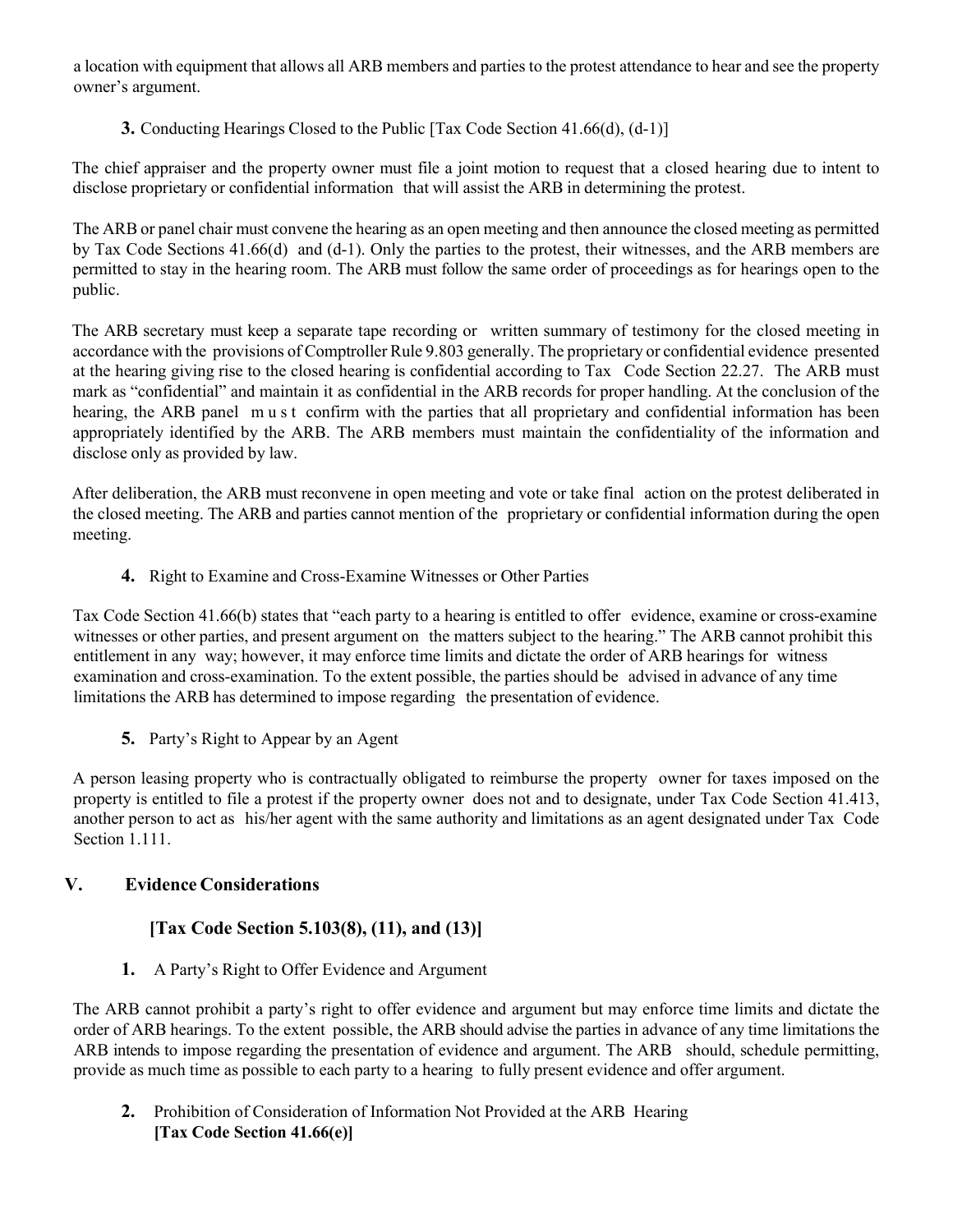a location with equipment that allows all ARB members and parties to the protest attendance to hear and see the property owner's argument.

**3.** Conducting Hearings Closed to the Public [Tax Code Section 41.66(d), (d-1)]

The chief appraiser and the property owner must file a joint motion to request that a closed hearing due to intent to disclose proprietary or confidential information that will assist the ARB in determining the protest.

The ARB or panel chair must convene the hearing as an open meeting and then announce the closed meeting as permitted by Tax Code Sections 41.66(d) and (d-1). Only the parties to the protest, their witnesses, and the ARB members are permitted to stay in the hearing room. The ARB must follow the same order of proceedings as for hearings open to the public.

The ARB secretary must keep a separate tape recording or written summary of testimony for the closed meeting in accordance with the provisions of Comptroller Rule 9.803 generally. The proprietary or confidential evidence presented at the hearing giving rise to the closed hearing is confidential according to Tax Code Section 22.27. The ARB must mark as "confidential" and maintain it as confidential in the ARB records for proper handling. At the conclusion of the hearing, the ARB panel must confirm with the parties that all proprietary and confidential information has been appropriately identified by the ARB. The ARB members must maintain the confidentiality of the information and disclose only as provided by law.

After deliberation, the ARB must reconvene in open meeting and vote or take final action on the protest deliberated in the closed meeting. The ARB and parties cannot mention of the proprietary or confidential information during the open meeting.

**4.** Right to Examine and Cross-Examine Witnesses or Other Parties

Tax Code Section 41.66(b) states that "each party to a hearing is entitled to offer evidence, examine or cross-examine witnesses or other parties, and present argument on the matters subject to the hearing." The ARB cannot prohibit this entitlement in any way; however, it may enforce time limits and dictate the order of ARB hearings for witness examination and cross-examination. To the extent possible, the parties should be advised in advance of any time limitations the ARB has determined to impose regarding the presentation of evidence.

**5.** Party's Right to Appear by an Agent

A person leasing property who is contractually obligated to reimburse the property owner for taxes imposed on the property is entitled to file a protest if the property owner does not and to designate, under Tax Code Section 41.413, another person to act as his/her agent with the same authority and limitations as an agent designated under Tax Code Section 1.111.

## V. Evidence Considerations

### [Tax Code Section 5.103(8), (11), and (13)]

**1.** A Party's Right to Offer Evidence and Argument

The ARB cannot prohibit a party's right to offer evidence and argument but may enforce time limits and dictate the order of ARB hearings. To the extent possible, the ARB should advise the parties in advance of any time limitations the ARB intends to impose regarding the presentation of evidence and argument. The ARB should, schedule permitting, provide as much time as possible to each party to a hearing to fully present evidence and offer argument.

**2.** Prohibition of Consideration of Information Not Provided at the ARB Hearing
**[Tax Code Section 41.66(e)]**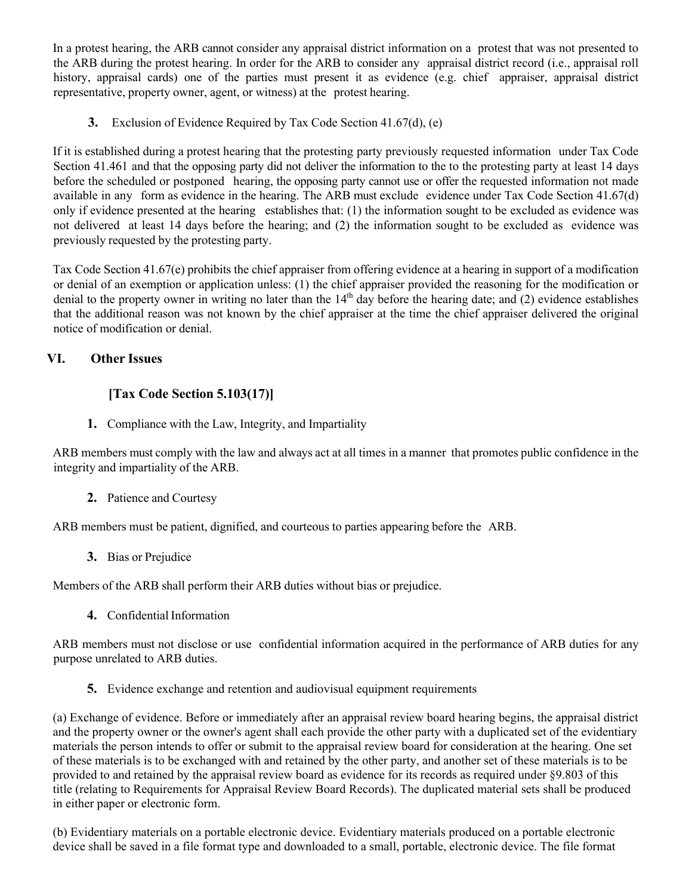In a protest hearing, the ARB cannot consider any appraisal district information on a protest that was not presented to the ARB during the protest hearing. In order for the ARB to consider any appraisal district record (i.e., appraisal roll history, appraisal cards) one of the parties must present it as evidence (e.g. chief appraiser, appraisal district representative, property owner, agent, or witness) at the protest hearing.

**3.** Exclusion of Evidence Required by Tax Code Section 41.67(d), (e)

If it is established during a protest hearing that the protesting party previously requested information under Tax Code Section 41.461 and that the opposing party did not deliver the information to the to the protesting party at least 14 days before the scheduled or postponed hearing, the opposing party cannot use or offer the requested information not made available in any form as evidence in the hearing. The ARB must exclude evidence under Tax Code Section 41.67(d) only if evidence presented at the hearing establishes that: (1) the information sought to be excluded as evidence was not delivered at least 14 days before the hearing; and (2) the information sought to be excluded as evidence was previously requested by the protesting party.

Tax Code Section 41.67(e) prohibits the chief appraiser from offering evidence at a hearing in support of a modification or denial of an exemption or application unless: (1) the chief appraiser provided the reasoning for the modification or denial to the property owner in writing no later than the 14th day before the hearing date; and (2) evidence establishes that the additional reason was not known by the chief appraiser at the time the chief appraiser delivered the original notice of modification or denial.

## VI. Other Issues

### [Tax Code Section 5.103(17)]

**1.** Compliance with the Law, Integrity, and Impartiality

ARB members must comply with the law and always act at all times in a manner that promotes public confidence in the integrity and impartiality of the ARB.

**2.** Patience and Courtesy

ARB members must be patient, dignified, and courteous to parties appearing before the ARB.

**3.** Bias or Prejudice

Members of the ARB shall perform their ARB duties without bias or prejudice.

**4.** Confidential Information

ARB members must not disclose or use confidential information acquired in the performance of ARB duties for any purpose unrelated to ARB duties.

**5.** Evidence exchange and retention and audiovisual equipment requirements

(a) Exchange of evidence. Before or immediately after an appraisal review board hearing begins, the appraisal district and the property owner or the owner's agent shall each provide the other party with a duplicated set of the evidentiary materials the person intends to offer or submit to the appraisal review board for consideration at the hearing. One set of these materials is to be exchanged with and retained by the other party, and another set of these materials is to be provided to and retained by the appraisal review board as evidence for its records as required under §9.803 of this title (relating to Requirements for Appraisal Review Board Records). The duplicated material sets shall be produced in either paper or electronic form.

(b) Evidentiary materials on a portable electronic device. Evidentiary materials produced on a portable electronic device shall be saved in a file format type and downloaded to a small, portable, electronic device. The file format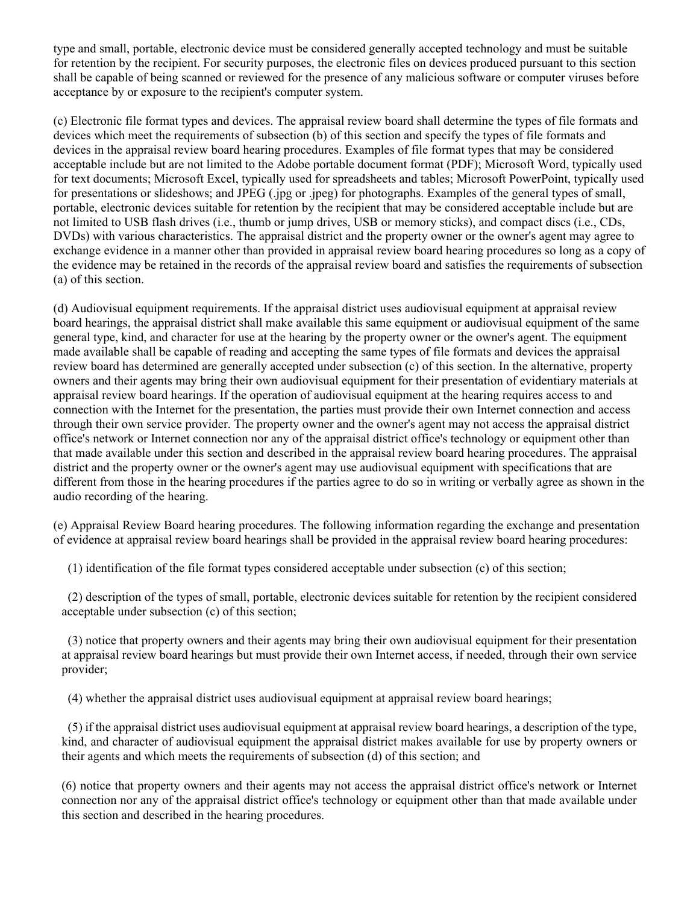type and small, portable, electronic device must be considered generally accepted technology and must be suitable for retention by the recipient. For security purposes, the electronic files on devices produced pursuant to this section shall be capable of being scanned or reviewed for the presence of any malicious software or computer viruses before acceptance by or exposure to the recipient's computer system.

(c) Electronic file format types and devices. The appraisal review board shall determine the types of file formats and devices which meet the requirements of subsection (b) of this section and specify the types of file formats and devices in the appraisal review board hearing procedures. Examples of file format types that may be considered acceptable include but are not limited to the Adobe portable document format (PDF); Microsoft Word, typically used for text documents; Microsoft Excel, typically used for spreadsheets and tables; Microsoft PowerPoint, typically used for presentations or slideshows; and JPEG (.jpg or .jpeg) for photographs. Examples of the general types of small, portable, electronic devices suitable for retention by the recipient that may be considered acceptable include but are not limited to USB flash drives (i.e., thumb or jump drives, USB or memory sticks), and compact discs (i.e., CDs, DVDs) with various characteristics. The appraisal district and the property owner or the owner's agent may agree to exchange evidence in a manner other than provided in appraisal review board hearing procedures so long as a copy of the evidence may be retained in the records of the appraisal review board and satisfies the requirements of subsection (a) of this section.

(d) Audiovisual equipment requirements. If the appraisal district uses audiovisual equipment at appraisal review board hearings, the appraisal district shall make available this same equipment or audiovisual equipment of the same general type, kind, and character for use at the hearing by the property owner or the owner's agent. The equipment made available shall be capable of reading and accepting the same types of file formats and devices the appraisal review board has determined are generally accepted under subsection (c) of this section. In the alternative, property owners and their agents may bring their own audiovisual equipment for their presentation of evidentiary materials at appraisal review board hearings. If the operation of audiovisual equipment at the hearing requires access to and connection with the Internet for the presentation, the parties must provide their own Internet connection and access through their own service provider. The property owner and the owner's agent may not access the appraisal district office's network or Internet connection nor any of the appraisal district office's technology or equipment other than that made available under this section and described in the appraisal review board hearing procedures. The appraisal district and the property owner or the owner's agent may use audiovisual equipment with specifications that are different from those in the hearing procedures if the parties agree to do so in writing or verbally agree as shown in the audio recording of the hearing.

(e) Appraisal Review Board hearing procedures. The following information regarding the exchange and presentation of evidence at appraisal review board hearings shall be provided in the appraisal review board hearing procedures:

(1) identification of the file format types considered acceptable under subsection (c) of this section;

(2) description of the types of small, portable, electronic devices suitable for retention by the recipient considered acceptable under subsection (c) of this section;

(3) notice that property owners and their agents may bring their own audiovisual equipment for their presentation at appraisal review board hearings but must provide their own Internet access, if needed, through their own service provider;

(4) whether the appraisal district uses audiovisual equipment at appraisal review board hearings;

(5) if the appraisal district uses audiovisual equipment at appraisal review board hearings, a description of the type, kind, and character of audiovisual equipment the appraisal district makes available for use by property owners or their agents and which meets the requirements of subsection (d) of this section; and

(6) notice that property owners and their agents may not access the appraisal district office's network or Internet connection nor any of the appraisal district office's technology or equipment other than that made available under this section and described in the hearing procedures.